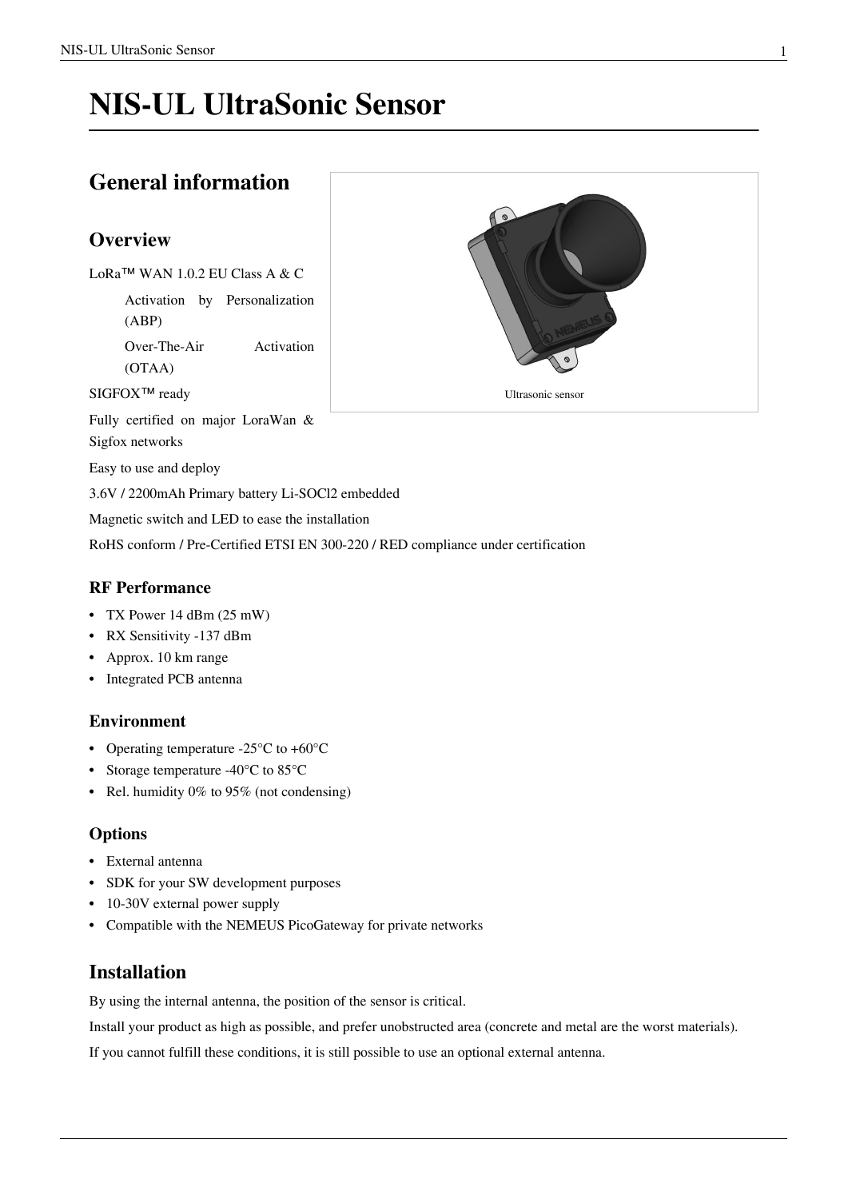# NIS-UL UltraSonic Sensor

## General information

### Overview

LoRa™ WAN 1.0.2 EU Class A & C

Activation by Personalization (ABP)

Over-The-Air Activation (OTAA)

SIGFOX™ ready

Fully certified on major LoraWan & Sigfox networks

Easy to use and deploy

3.6V / 2200mAh Primary battery Li-SOCl2 embedded

Magnetic switch and LED to ease the installation

RoHS conform / Pre-Certified ETSI EN 300-220 / RED compliance under certification

Ultrasonic sensor

#### RF Performance

- TX Power 14 dBm (25 mW)
- RX Sensitivity -137 dBm
- Approx. 10 km range
- Integrated PCB antenna

#### Environment

- Operating temperature -25°C to +60°C
- Storage temperature -40°C to 85°C
- Rel. humidity 0% to 95% (not condensing)

#### Options

- External antenna
- SDK for your SW development purposes
- 10-30V external power supply
- Compatible with the NEMEUS PicoGateway for private networks

### Installation

By using the internal antenna, the position of the sensor is critical.

Install your product as high as possible, and prefer unobstructed area (concrete and metal are the worst materials).

If you cannot fulfill these conditions, it is still possible to use an optional external antenna.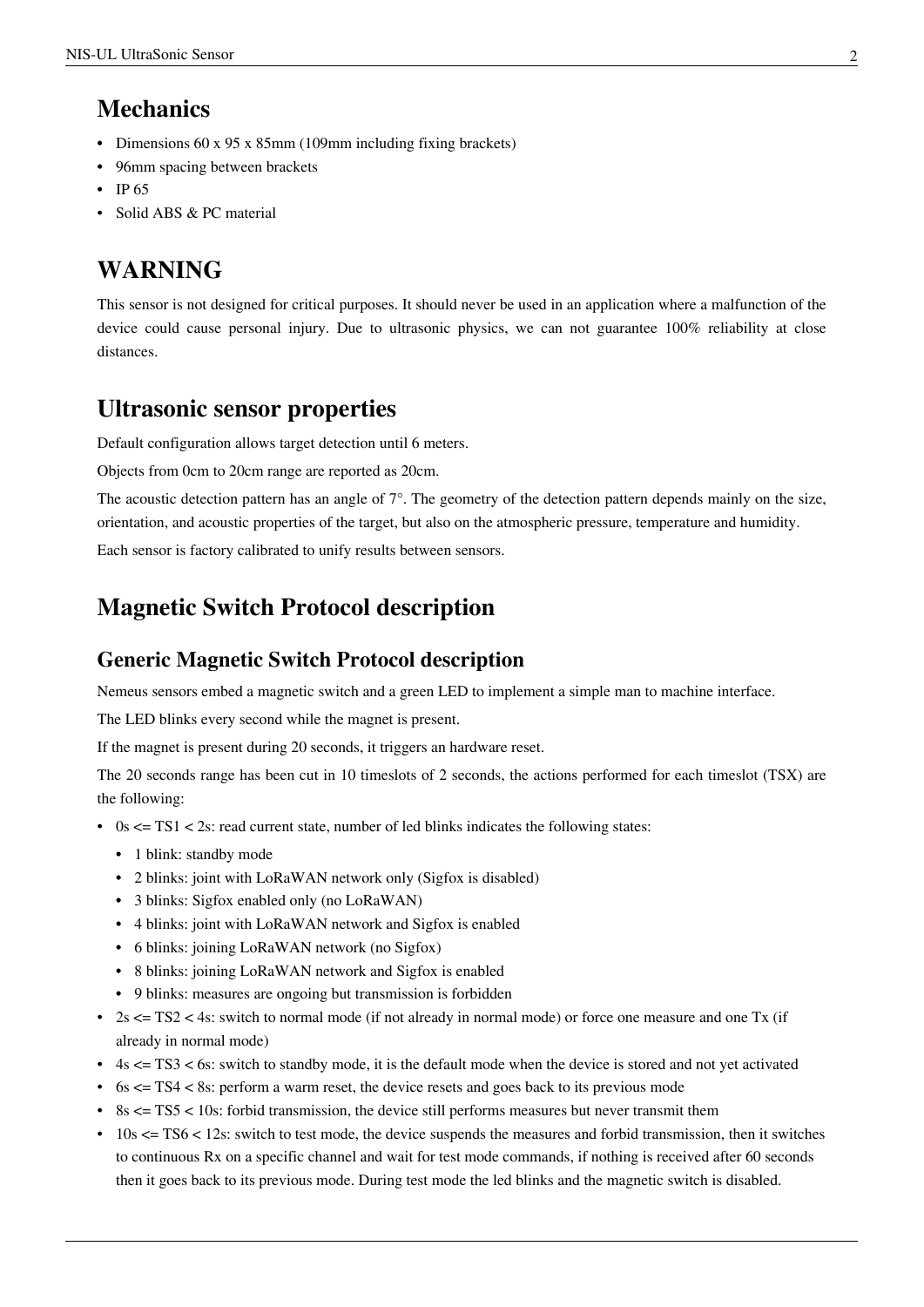## Mechanics

- Dimensions 60 x 95 x 85mm (109mm including fixing brackets)
- 96mm spacing between brackets
- IP 65
- Solid ABS & PC material

## WARNING

This sensor is not designed for critical purposes. It should never be used in an application where a malfunction of the device could cause personal injury. Due to ultrasonic physics, we can not guarantee 100% reliability at close distances.

## Ultrasonic sensor properties

Default configuration allows target detection until 6 meters.

Objects from 0cm to 20cm range are reported as 20cm.

The acoustic detection pattern has an angle of 7°. The geometry of the detection pattern depends mainly on the size, orientation, and acoustic properties of the target, but also on the atmospheric pressure, temperature and humidity.

Each sensor is factory calibrated to unify results between sensors.

## Magnetic Switch Protocol description

### Generic Magnetic Switch Protocol description

Nemeus sensors embed a magnetic switch and a green LED to implement a simple man to machine interface.

The LED blinks every second while the magnet is present.

If the magnet is present during 20 seconds, it triggers an hardware reset.

The 20 seconds range has been cut in 10 timeslots of 2 seconds, the actions performed for each timeslot (TSX) are the following:

- 0s <= TS1 < 2s: read current state, number of led blinks indicates the following states:
  - 1 blink: standby mode
  - 2 blinks: joint with LoRaWAN network only (Sigfox is disabled)
  - 3 blinks: Sigfox enabled only (no LoRaWAN)
  - 4 blinks: joint with LoRaWAN network and Sigfox is enabled
  - 6 blinks: joining LoRaWAN network (no Sigfox)
  - 8 blinks: joining LoRaWAN network and Sigfox is enabled
  - 9 blinks: measures are ongoing but transmission is forbidden
- 2s <= TS2 < 4s: switch to normal mode (if not already in normal mode) or force one measure and one Tx (if already in normal mode)
- 4s <= TS3 < 6s: switch to standby mode, it is the default mode when the device is stored and not yet activated
- 6s <= TS4 < 8s: perform a warm reset, the device resets and goes back to its previous mode
- 8s <= TS5 < 10s: forbid transmission, the device still performs measures but never transmit them
- 10s <= TS6 < 12s: switch to test mode, the device suspends the measures and forbid transmission, then it switches to continuous Rx on a specific channel and wait for test mode commands, if nothing is received after 60 seconds then it goes back to its previous mode. During test mode the led blinks and the magnetic switch is disabled.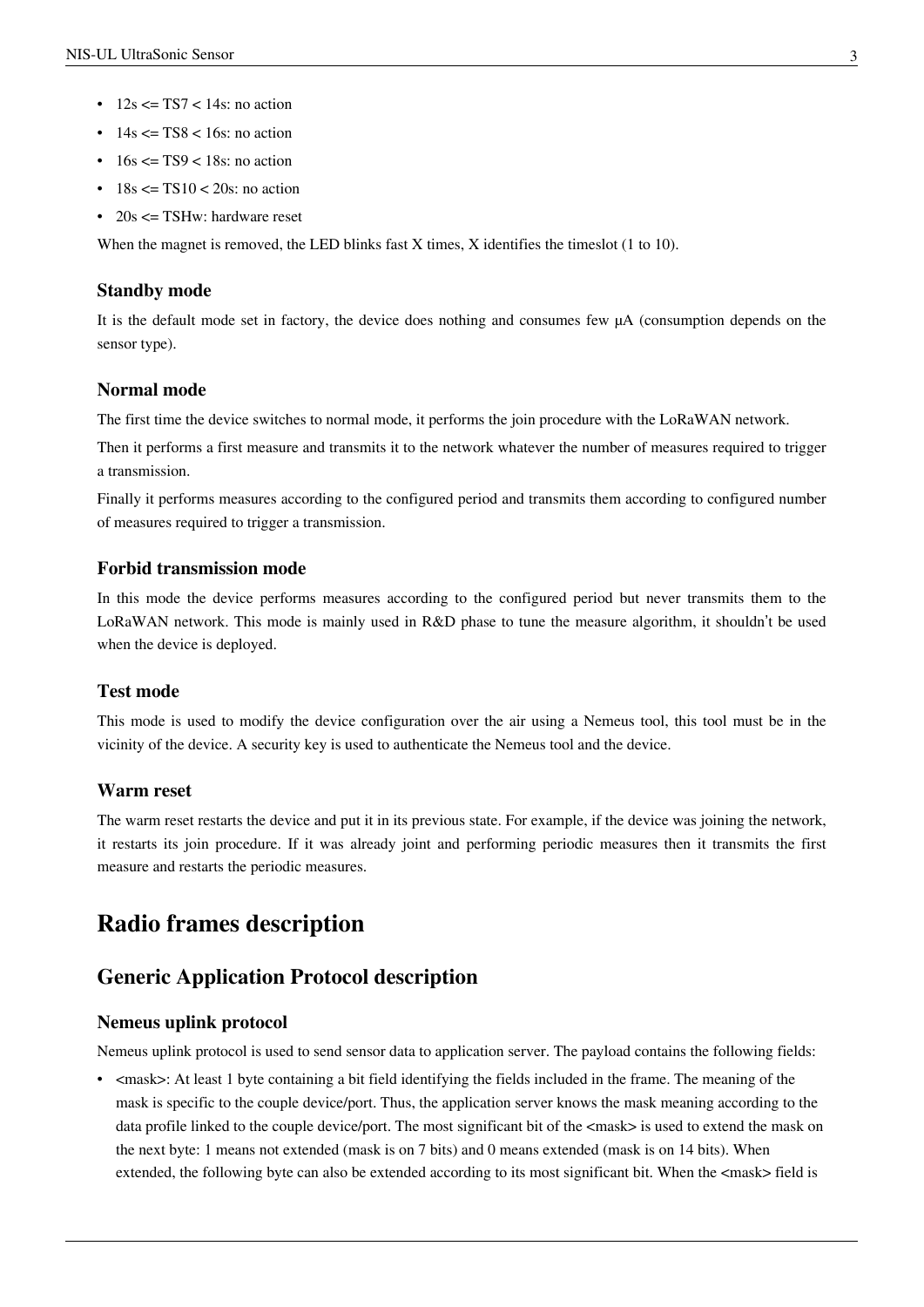- 12s <= TS7 < 14s: no action
- 14s <= TS8 < 16s: no action
- 16s <= TS9 < 18s: no action
- 18s <= TS10 < 20s: no action
- 20s <= TSHw: hardware reset

When the magnet is removed, the LED blinks fast X times, X identifies the timeslot (1 to 10).

### Standby mode

It is the default mode set in factory, the device does nothing and consumes few µA (consumption depends on the sensor type).

### Normal mode

The first time the device switches to normal mode, it performs the join procedure with the LoRaWAN network.

Then it performs a first measure and transmits it to the network whatever the number of measures required to trigger a transmission.

Finally it performs measures according to the configured period and transmits them according to configured number of measures required to trigger a transmission.

### Forbid transmission mode

In this mode the device performs measures according to the configured period but never transmits them to the LoRaWAN network. This mode is mainly used in R&D phase to tune the measure algorithm, it shouldn't be used when the device is deployed.

### Test mode

This mode is used to modify the device configuration over the air using a Nemeus tool, this tool must be in the vicinity of the device. A security key is used to authenticate the Nemeus tool and the device.

### Warm reset

The warm reset restarts the device and put it in its previous state. For example, if the device was joining the network, it restarts its join procedure. If it was already joint and performing periodic measures then it transmits the first measure and restarts the periodic measures.

# Radio frames description

## Generic Application Protocol description

### Nemeus uplink protocol

Nemeus uplink protocol is used to send sensor data to application server. The payload contains the following fields:

- <mask>: At least 1 byte containing a bit field identifying the fields included in the frame. The meaning of the mask is specific to the couple device/port. Thus, the application server knows the mask meaning according to the data profile linked to the couple device/port. The most significant bit of the <mask> is used to extend the mask on the next byte: 1 means not extended (mask is on 7 bits) and 0 means extended (mask is on 14 bits). When extended, the following byte can also be extended according to its most significant bit. When the <mask> field is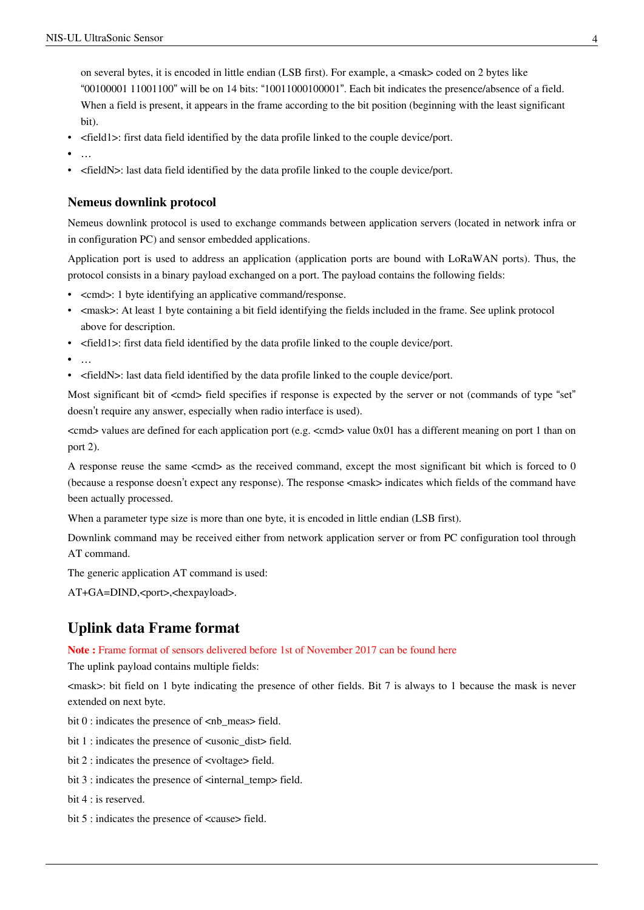on several bytes, it is encoded in little endian (LSB first). For example, a <mask> coded on 2 bytes like "00100001 11001100" will be on 14 bits: "10011000100001". Each bit indicates the presence/absence of a field. When a field is present, it appears in the frame according to the bit position (beginning with the least significant bit).

- <field1>: first data field identified by the data profile linked to the couple device/port.
- …
- <fieldN>: last data field identified by the data profile linked to the couple device/port.

### Nemeus downlink protocol

Nemeus downlink protocol is used to exchange commands between application servers (located in network infra or in configuration PC) and sensor embedded applications.

Application port is used to address an application (application ports are bound with LoRaWAN ports). Thus, the protocol consists in a binary payload exchanged on a port. The payload contains the following fields:

- <cmd>: 1 byte identifying an applicative command/response.
- <mask>: At least 1 byte containing a bit field identifying the fields included in the frame. See uplink protocol above for description.
- <field1>: first data field identified by the data profile linked to the couple device/port.
- …
- <fieldN>: last data field identified by the data profile linked to the couple device/port.

Most significant bit of <cmd> field specifies if response is expected by the server or not (commands of type "set" doesn't require any answer, especially when radio interface is used).

<cmd> values are defined for each application port (e.g. <cmd> value 0x01 has a different meaning on port 1 than on port 2).

A response reuse the same <cmd> as the received command, except the most significant bit which is forced to 0 (because a response doesn't expect any response). The response <mask> indicates which fields of the command have been actually processed.

When a parameter type size is more than one byte, it is encoded in little endian (LSB first).

Downlink command may be received either from network application server or from PC configuration tool through AT command.

The generic application AT command is used:

AT+GA=DIND,<port>,<hexpayload>.

## Uplink data Frame format

**Note :** Frame format of sensors delivered before 1st of November 2017 can be found here

The uplink payload contains multiple fields:

<mask>: bit field on 1 byte indicating the presence of other fields. Bit 7 is always to 1 because the mask is never extended on next byte.

bit 0 : indicates the presence of <nb_meas> field.

bit 1 : indicates the presence of <usonic_dist> field.

bit 2 : indicates the presence of <voltage> field.

bit 3 : indicates the presence of <internal_temp> field.

bit 4 : is reserved.

bit 5 : indicates the presence of <cause> field.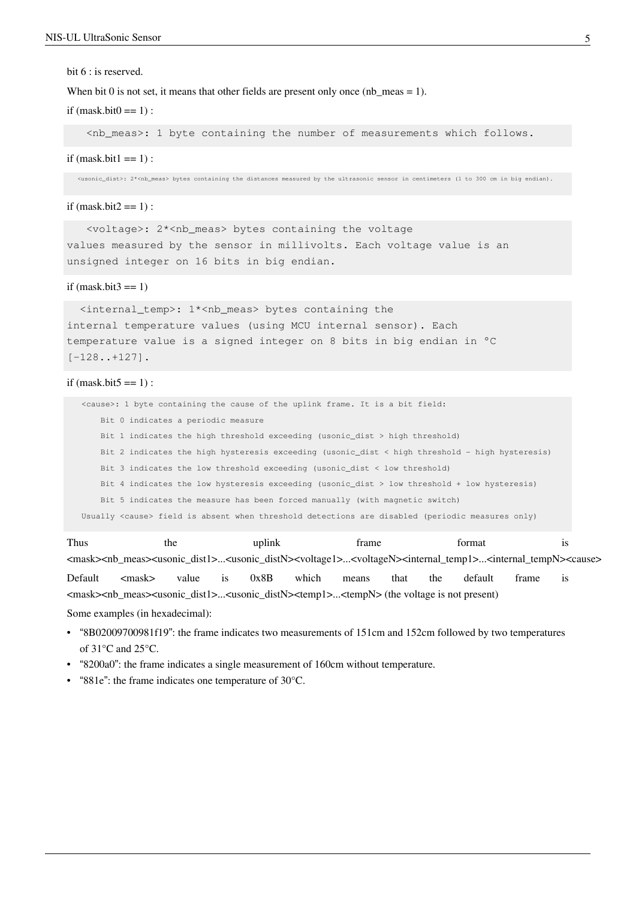bit 6 : is reserved.

When bit 0 is not set, it means that other fields are present only once (nb_meas = 1).

if (mask.bit0 == 1) :

```
<nb_meas>: 1 byte containing the number of measurements which follows.
```

if (mask.bit1 == 1) :

```
<usonic_dist>: 2*<nb_meas> bytes containing the distances measured by the ultrasonic sensor in centimeters (1 to 300 cm in big endian).
```

if (mask.bit2 == 1) :

```
   <voltage>: 2*<nb_meas> bytes containing the voltage
values measured by the sensor in millivolts. Each voltage value is an
unsigned integer on 16 bits in big endian.
```

if (mask.bit3 == 1)

```
  <internal_temp>: 1*<nb_meas> bytes containing the
internal temperature values (using MCU internal sensor). Each
temperature value is a signed integer on 8 bits in big endian in °C
[-128..+127].
```

if (mask.bit5 == 1) :

```
<cause>: 1 byte containing the cause of the uplink frame. It is a bit field:
    Bit 0 indicates a periodic measure
    Bit 1 indicates the high threshold exceeding (usonic_dist > high threshold)
    Bit 2 indicates the high hysteresis exceeding (usonic_dist < high threshold - high hysteresis)
    Bit 3 indicates the low threshold exceeding (usonic_dist < low threshold)
    Bit 4 indicates the low hysteresis exceeding (usonic_dist > low threshold + low hysteresis)
    Bit 5 indicates the measure has been forced manually (with magnetic switch)
Usually <cause> field is absent when threshold detections are disabled (periodic measures only)
```

Thus the uplink frame format is <mask><nb_meas><usonic_dist1>...<usonic_distN><voltage1>...<voltageN><internal_temp1>...<internal_tempN><cause>

Default <mask> value is 0x8B which means that the default frame is <mask><nb_meas><usonic_dist1>...<usonic_distN><temp1>...<tempN> (the voltage is not present)

Some examples (in hexadecimal):

- "8B02009700981f19": the frame indicates two measurements of 151cm and 152cm followed by two temperatures of 31°C and 25°C.
- "8200a0": the frame indicates a single measurement of 160cm without temperature.
- "881e": the frame indicates one temperature of 30°C.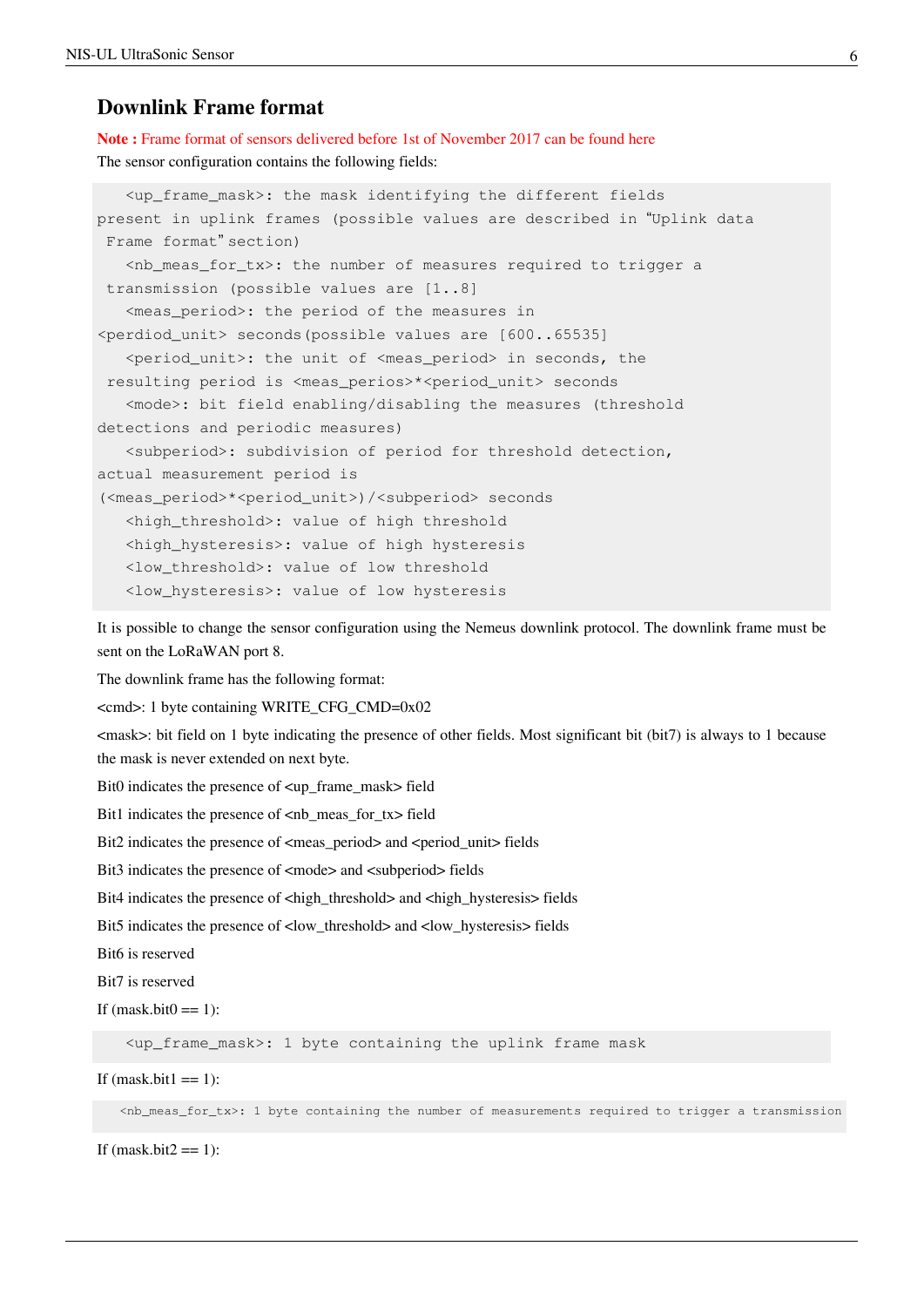## Downlink Frame format

**Note :** Frame format of sensors delivered before 1st of November 2017 can be found here

The sensor configuration contains the following fields:

```
<up_frame_mask>: the mask identifying the different fields
present in uplink frames (possible values are described in "Uplink data
 Frame format" section)
   <nb_meas_for_tx>: the number of measures required to trigger a
 transmission (possible values are [1..8]
   <meas_period>: the period of the measures in
<perdiod_unit> seconds(possible values are [600..65535]
   <period_unit>: the unit of <meas_period> in seconds, the
 resulting period is <meas_perios>*<period_unit> seconds
   <mode>: bit field enabling/disabling the measures (threshold
detections and periodic measures)
   <subperiod>: subdivision of period for threshold detection,
actual measurement period is
(<meas_period>*<period_unit>)/<subperiod> seconds
   <high_threshold>: value of high threshold
   <high_hysteresis>: value of high hysteresis
   <low_threshold>: value of low threshold
   <low_hysteresis>: value of low hysteresis
```

It is possible to change the sensor configuration using the Nemeus downlink protocol. The downlink frame must be sent on the LoRaWAN port 8.

The downlink frame has the following format:

<cmd>: 1 byte containing WRITE_CFG_CMD=0x02

<mask>: bit field on 1 byte indicating the presence of other fields. Most significant bit (bit7) is always to 1 because the mask is never extended on next byte.

Bit0 indicates the presence of <up_frame_mask> field

Bit1 indicates the presence of <nb_meas_for_tx> field

Bit2 indicates the presence of <meas_period> and <period_unit> fields

Bit3 indicates the presence of <mode> and <subperiod> fields

Bit4 indicates the presence of <high_threshold> and <high_hysteresis> fields

Bit5 indicates the presence of <low_threshold> and <low_hysteresis> fields

Bit6 is reserved

Bit7 is reserved

If (mask.bit0 == 1):

```
<up_frame_mask>: 1 byte containing the uplink frame mask
```

If (mask.bit1 == 1):

```
<nb_meas_for_tx>: 1 byte containing the number of measurements required to trigger a transmission
```

If (mask.bit2 == 1):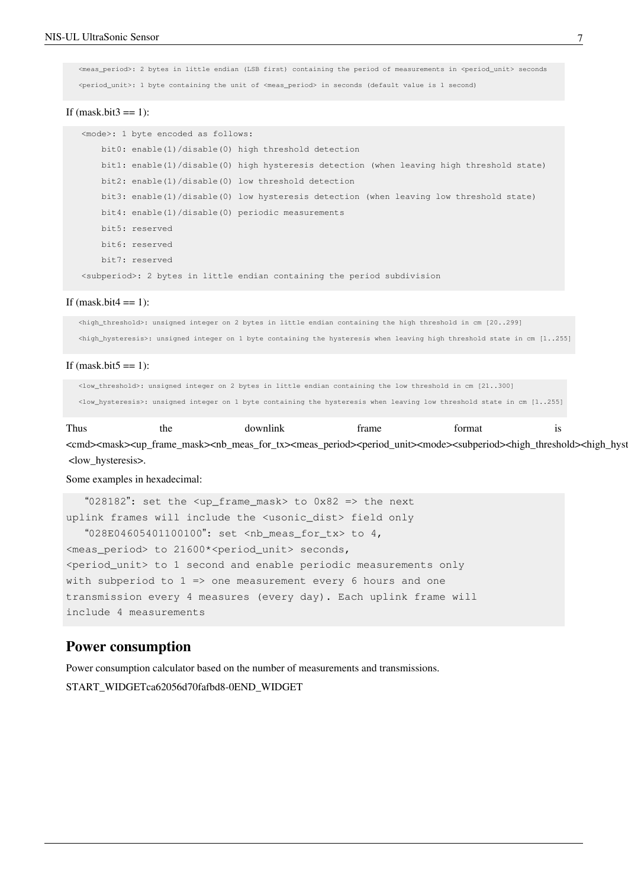```
<meas_period>: 2 bytes in little endian (LSB first) containing the period of measurements in <period_unit> seconds
<period_unit>: 1 byte containing the unit of <meas_period> in seconds (default value is 1 second)
```

If (mask.bit3 == 1):

```
<mode>: 1 byte encoded as follows:
    bit0: enable(1)/disable(0) high threshold detection
    bit1: enable(1)/disable(0) high hysteresis detection (when leaving high threshold state)
    bit2: enable(1)/disable(0) low threshold detection
    bit3: enable(1)/disable(0) low hysteresis detection (when leaving low threshold state)
    bit4: enable(1)/disable(0) periodic measurements
    bit5: reserved
    bit6: reserved
    bit7: reserved
<subperiod>: 2 bytes in little endian containing the period subdivision
```

If (mask.bit4 == 1):

```
<high_threshold>: unsigned integer on 2 bytes in little endian containing the high threshold in cm [20..299]
<high_hysteresis>: unsigned integer on 1 byte containing the hysteresis when leaving high threshold state in cm [1..255]
```

If (mask.bit5 == 1):

```
<low_threshold>: unsigned integer on 2 bytes in little endian containing the low threshold in cm [21..300]
<low_hysteresis>: unsigned integer on 1 byte containing the hysteresis when leaving low threshold state in cm [1..255]
```

Thus the downlink frame format is <cmd><mask><up_frame_mask><nb_meas_for_tx><meas_period><period_unit><mode><subperiod><high_threshold><high_hyst <low_hysteresis>.

Some examples in hexadecimal:

```
   "028182": set the <up_frame_mask> to 0x82 => the next
uplink frames will include the <usonic_dist> field only
   "028E04605401100100": set <nb_meas_for_tx> to 4,
<meas_period> to 21600*<period_unit> seconds,
<period_unit> to 1 second and enable periodic measurements only
with subperiod to 1 => one measurement every 6 hours and one
transmission every 4 measures (every day). Each uplink frame will
include 4 measurements
```

## Power consumption

Power consumption calculator based on the number of measurements and transmissions.

START_WIDGETca62056d70fafbd8-0END_WIDGET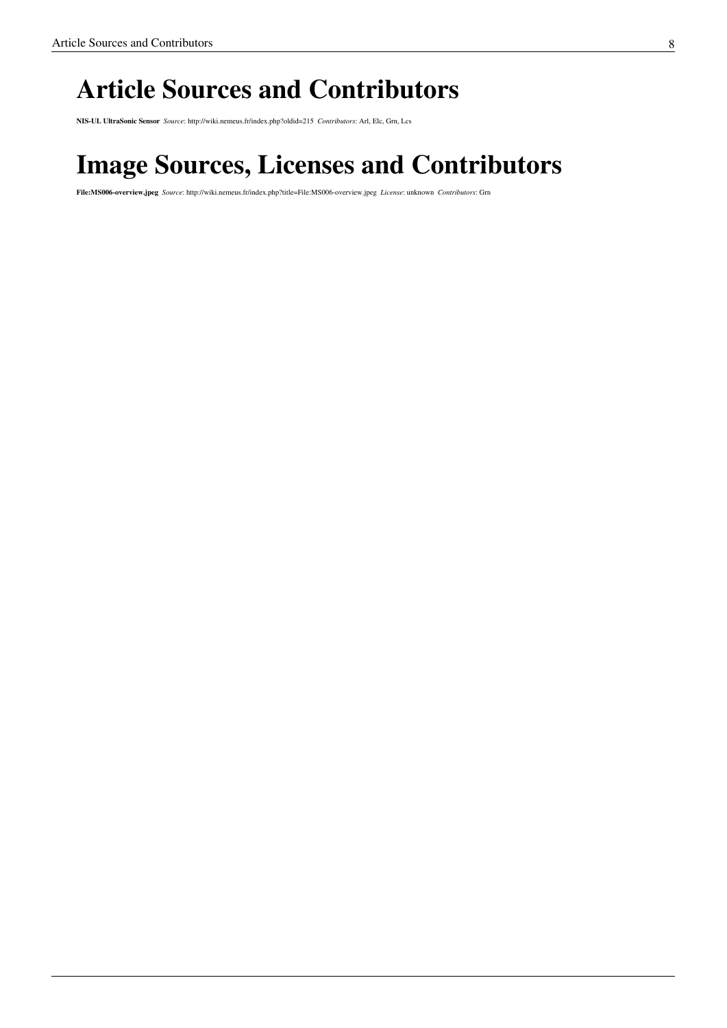# Article Sources and Contributors

**NIS-UL UltraSonic Sensor** *Source*: http://wiki.nemeus.fr/index.php?oldid=215 *Contributors*: Arl, Elc, Grn, Lcs

# Image Sources, Licenses and Contributors

**File:MS006-overview.jpeg** *Source*: http://wiki.nemeus.fr/index.php?title=File:MS006-overview.jpeg *License*: unknown *Contributors*: Grn